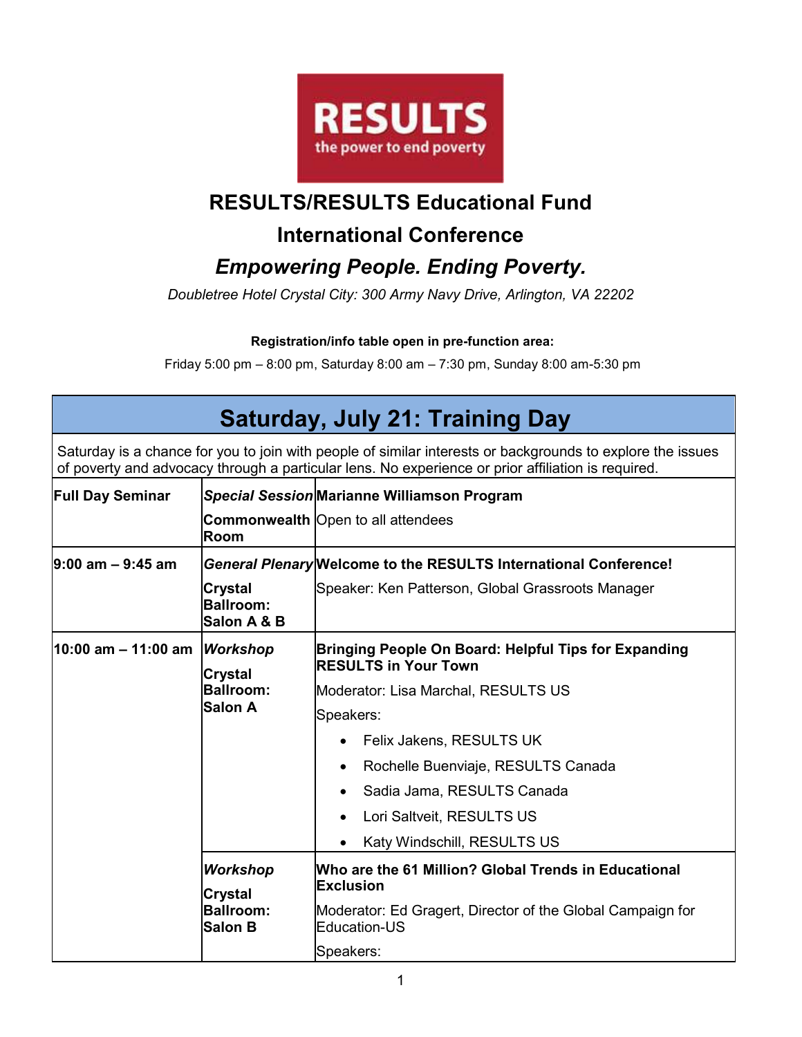**RESULTS**
the power to end poverty

# RESULTS/RESULTS Educational Fund

## International Conference

## *Empowering People. Ending Poverty.*

*Doubletree Hotel Crystal City: 300 Army Navy Drive, Arlington, VA 22202*

**Registration/info table open in pre-function area:**

Friday 5:00 pm – 8:00 pm, Saturday 8:00 am – 7:30 pm, Sunday 8:00 am-5:30 pm

## Saturday, July 21: Training Day

Saturday is a chance for you to join with people of similar interests or backgrounds to explore the issues of poverty and advocacy through a particular lens. No experience or prior affiliation is required.

| | | |
|---|---|---|
| **Full Day Seminar** | ***Special Session*** **Commonwealth Room** | **Marianne Williamson Program** Open to all attendees |
| **9:00 am – 9:45 am** | ***General Plenary*** **Crystal Ballroom: Salon A & B** | **Welcome to the RESULTS International Conference!** Speaker: Ken Patterson, Global Grassroots Manager |
| **10:00 am – 11:00 am** | ***Workshop*** **Crystal Ballroom: Salon A** | **Bringing People On Board: Helpful Tips for Expanding RESULTS in Your Town** Moderator: Lisa Marchal, RESULTS US Speakers: • Felix Jakens, RESULTS UK • Rochelle Buenviaje, RESULTS Canada • Sadia Jama, RESULTS Canada • Lori Saltveit, RESULTS US • Katy Windschill, RESULTS US |
| | ***Workshop*** **Crystal Ballroom: Salon B** | **Who are the 61 Million? Global Trends in Educational Exclusion** Moderator: Ed Gragert, Director of the Global Campaign for Education-US Speakers: |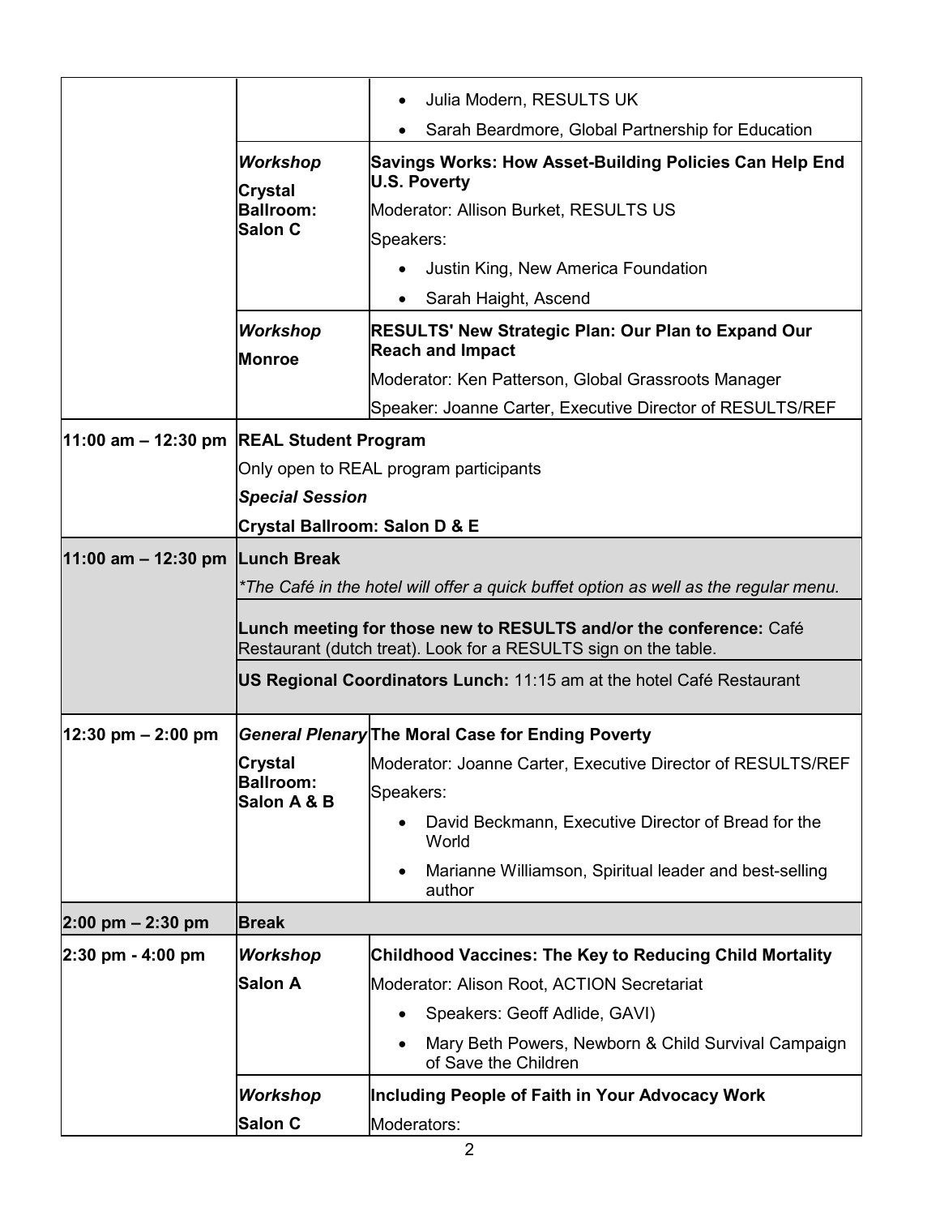| | | |
|---|---|---|
| | | • Julia Modern, RESULTS UK<br>• Sarah Beardmore, Global Partnership for Education |
| | ***Workshop***<br>**Crystal Ballroom: Salon C** | **Savings Works: How Asset-Building Policies Can Help End U.S. Poverty**<br>Moderator: Allison Burket, RESULTS US<br>Speakers:<br>• Justin King, New America Foundation<br>• Sarah Haight, Ascend |
| | ***Workshop***<br>**Monroe** | **RESULTS' New Strategic Plan: Our Plan to Expand Our Reach and Impact**<br>Moderator: Ken Patterson, Global Grassroots Manager<br>Speaker: Joanne Carter, Executive Director of RESULTS/REF |
| **11:00 am – 12:30 pm** | **REAL Student Program**<br>Only open to REAL program participants<br>***Special Session***<br>**Crystal Ballroom: Salon D & E** | |
| **11:00 am – 12:30 pm** | **Lunch Break**<br>*\*The Café in the hotel will offer a quick buffet option as well as the regular menu.*<br>**Lunch meeting for those new to RESULTS and/or the conference:** Café Restaurant (dutch treat). Look for a RESULTS sign on the table.<br>**US Regional Coordinators Lunch:** 11:15 am at the hotel Café Restaurant | |
| **12:30 pm – 2:00 pm** | ***General Plenary***<br>**Crystal Ballroom: Salon A & B** | **The Moral Case for Ending Poverty**<br>Moderator: Joanne Carter, Executive Director of RESULTS/REF<br>Speakers:<br>• David Beckmann, Executive Director of Bread for the World<br>• Marianne Williamson, Spiritual leader and best-selling author |
| **2:00 pm – 2:30 pm** | **Break** | |
| **2:30 pm - 4:00 pm** | ***Workshop***<br>**Salon A** | **Childhood Vaccines: The Key to Reducing Child Mortality**<br>Moderator: Alison Root, ACTION Secretariat<br>• Speakers: Geoff Adlide, GAVI)<br>• Mary Beth Powers, Newborn & Child Survival Campaign of Save the Children |
| | ***Workshop***<br>**Salon C** | **Including People of Faith in Your Advocacy Work**<br>Moderators: |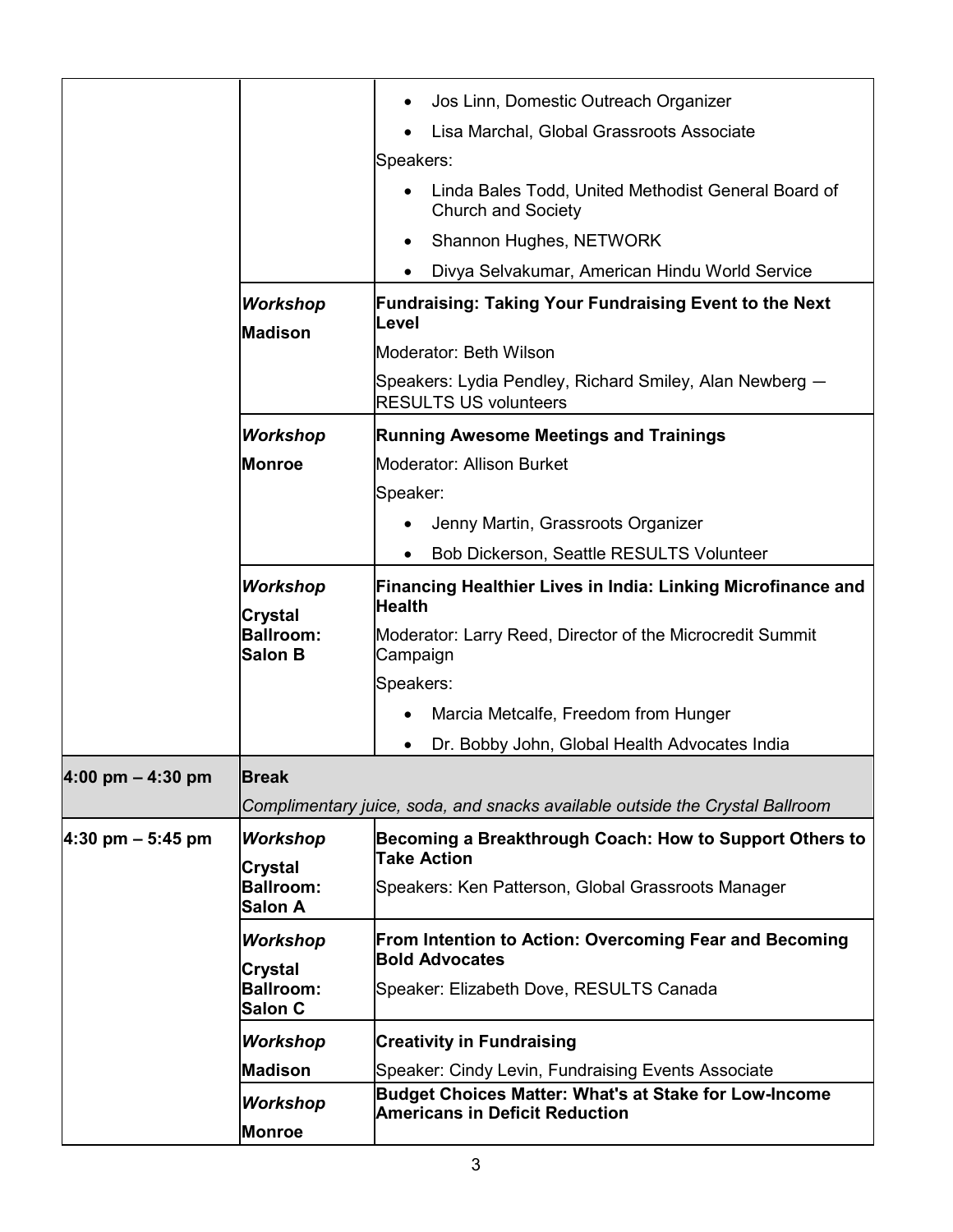| | | |
|---|---|---|
| | | • Jos Linn, Domestic Outreach Organizer<br>• Lisa Marchal, Global Grassroots Associate<br>Speakers:<br>• Linda Bales Todd, United Methodist General Board of Church and Society<br>• Shannon Hughes, NETWORK<br>• Divya Selvakumar, American Hindu World Service |
| | ***Workshop***<br>**Madison** | **Fundraising: Taking Your Fundraising Event to the Next Level**<br>Moderator: Beth Wilson<br>Speakers: Lydia Pendley, Richard Smiley, Alan Newberg — RESULTS US volunteers |
| | ***Workshop***<br>**Monroe** | **Running Awesome Meetings and Trainings**<br>Moderator: Allison Burket<br>Speaker:<br>• Jenny Martin, Grassroots Organizer<br>• Bob Dickerson, Seattle RESULTS Volunteer |
| | ***Workshop***<br>**Crystal Ballroom: Salon B** | **Financing Healthier Lives in India: Linking Microfinance and Health**<br>Moderator: Larry Reed, Director of the Microcredit Summit Campaign<br>Speakers:<br>• Marcia Metcalfe, Freedom from Hunger<br>• Dr. Bobby John, Global Health Advocates India |
| **4:00 pm – 4:30 pm** | **Break**<br>*Complimentary juice, soda, and snacks available outside the Crystal Ballroom* | |
| **4:30 pm – 5:45 pm** | ***Workshop***<br>**Crystal Ballroom: Salon A** | **Becoming a Breakthrough Coach: How to Support Others to Take Action**<br>Speakers: Ken Patterson, Global Grassroots Manager |
| | ***Workshop***<br>**Crystal Ballroom: Salon C** | **From Intention to Action: Overcoming Fear and Becoming Bold Advocates**<br>Speaker: Elizabeth Dove, RESULTS Canada |
| | ***Workshop***<br>**Madison** | **Creativity in Fundraising**<br>Speaker: Cindy Levin, Fundraising Events Associate |
| | ***Workshop***<br>**Monroe** | **Budget Choices Matter: What's at Stake for Low-Income Americans in Deficit Reduction** |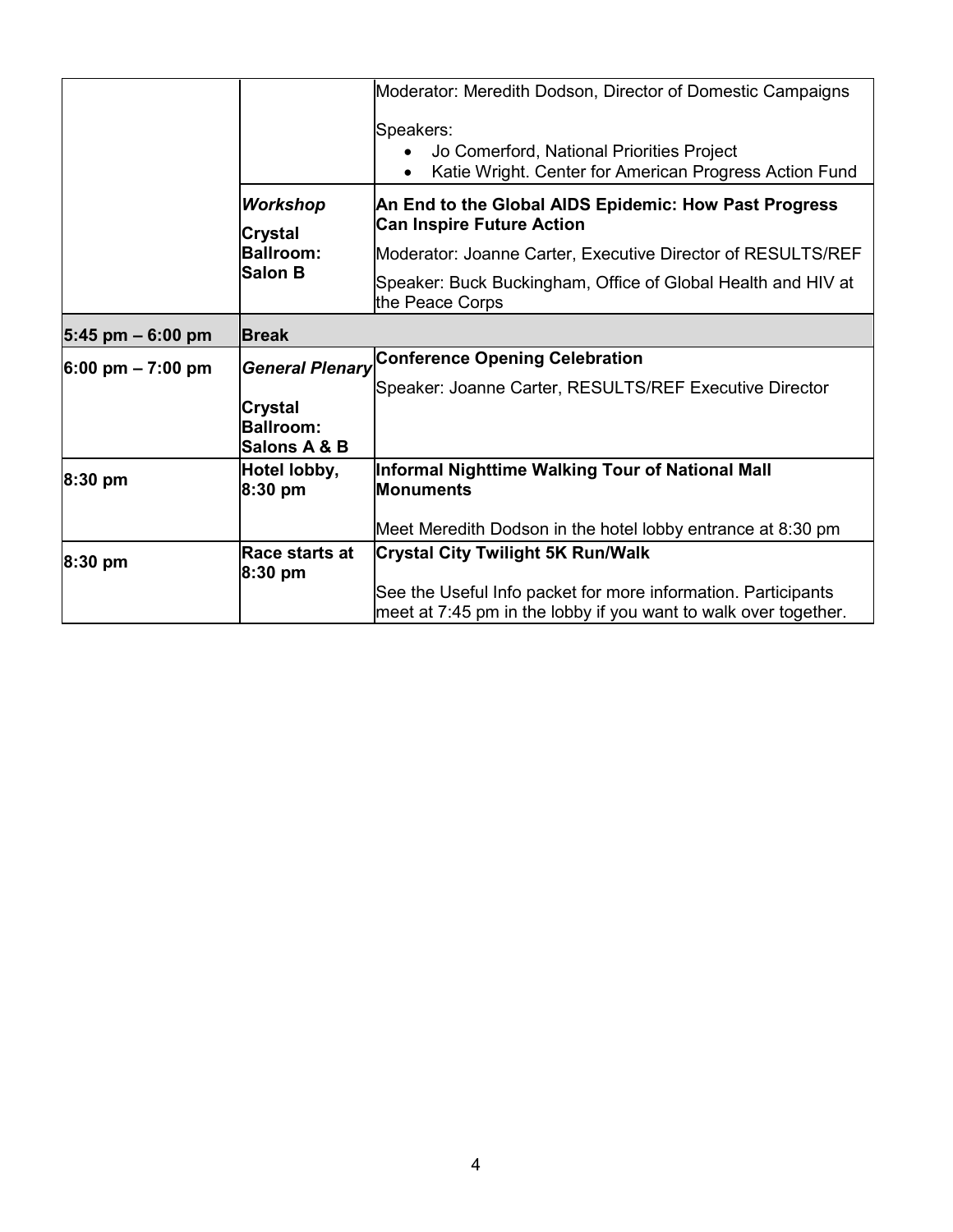| | | |
|---|---|---|
| | | Moderator: Meredith Dodson, Director of Domestic Campaigns<br><br>Speakers:<br>• Jo Comerford, National Priorities Project<br>• Katie Wright. Center for American Progress Action Fund |
| | ***Workshop***<br>**Crystal Ballroom: Salon B** | **An End to the Global AIDS Epidemic: How Past Progress Can Inspire Future Action**<br>Moderator: Joanne Carter, Executive Director of RESULTS/REF<br>Speaker: Buck Buckingham, Office of Global Health and HIV at the Peace Corps |
| **5:45 pm – 6:00 pm** | **Break** | |
| **6:00 pm – 7:00 pm** | ***General Plenary***<br>**Crystal Ballroom: Salons A & B** | **Conference Opening Celebration**<br>Speaker: Joanne Carter, RESULTS/REF Executive Director |
| **8:30 pm** | **Hotel lobby, 8:30 pm** | **Informal Nighttime Walking Tour of National Mall Monuments**<br><br>Meet Meredith Dodson in the hotel lobby entrance at 8:30 pm |
| **8:30 pm** | **Race starts at 8:30 pm** | **Crystal City Twilight 5K Run/Walk**<br><br>See the Useful Info packet for more information. Participants meet at 7:45 pm in the lobby if you want to walk over together. |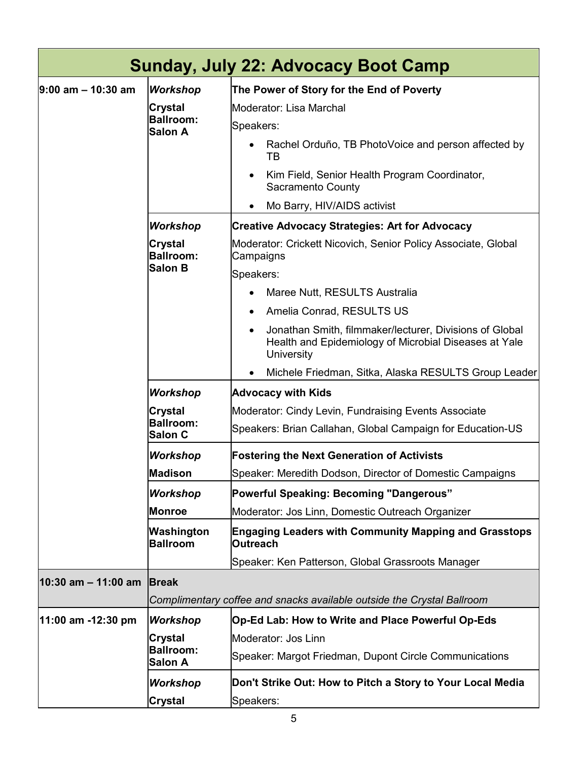| Sunday, July 22: Advocacy Boot Camp | | |
|---|---|---|
| **9:00 am – 10:30 am** | ***Workshop*** **Crystal Ballroom: Salon A** | **The Power of Story for the End of Poverty** Moderator: Lisa Marchal Speakers: • Rachel Orduño, TB PhotoVoice and person affected by TB • Kim Field, Senior Health Program Coordinator, Sacramento County • Mo Barry, HIV/AIDS activist |
| | ***Workshop*** **Crystal Ballroom: Salon B** | **Creative Advocacy Strategies: Art for Advocacy** Moderator: Crickett Nicovich, Senior Policy Associate, Global Campaigns Speakers: • Maree Nutt, RESULTS Australia • Amelia Conrad, RESULTS US • Jonathan Smith, filmmaker/lecturer, Divisions of Global Health and Epidemiology of Microbial Diseases at Yale University • Michele Friedman, Sitka, Alaska RESULTS Group Leader |
| | ***Workshop*** **Crystal Ballroom: Salon C** | **Advocacy with Kids** Moderator: Cindy Levin, Fundraising Events Associate Speakers: Brian Callahan, Global Campaign for Education-US |
| | ***Workshop*** **Madison** | **Fostering the Next Generation of Activists** Speaker: Meredith Dodson, Director of Domestic Campaigns |
| | ***Workshop*** **Monroe** | **Powerful Speaking: Becoming "Dangerous"** Moderator: Jos Linn, Domestic Outreach Organizer |
| | **Washington Ballroom** | **Engaging Leaders with Community Mapping and Grasstops Outreach** Speaker: Ken Patterson, Global Grassroots Manager |
| **10:30 am – 11:00 am** | **Break** *Complimentary coffee and snacks available outside the Crystal Ballroom* | |
| **11:00 am -12:30 pm** | ***Workshop*** **Crystal Ballroom: Salon A** | **Op-Ed Lab: How to Write and Place Powerful Op-Eds** Moderator: Jos Linn Speaker: Margot Friedman, Dupont Circle Communications |
| | ***Workshop*** **Crystal** | **Don't Strike Out: How to Pitch a Story to Your Local Media** Speakers: |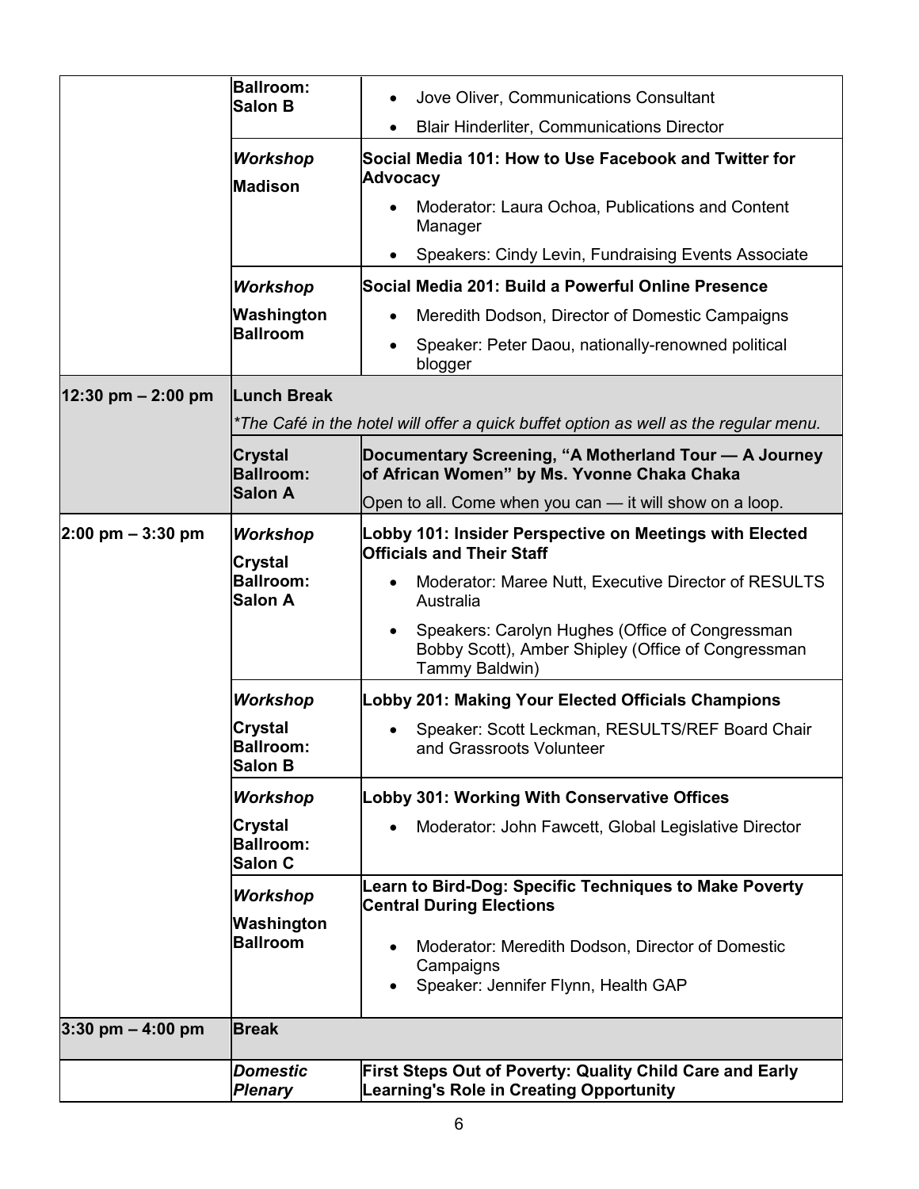| | | |
|---|---|---|
| | **Ballroom: Salon B** | • Jove Oliver, Communications Consultant<br>• Blair Hinderliter, Communications Director |
| | ***Workshop*** **Madison** | **Social Media 101: How to Use Facebook and Twitter for Advocacy**<br>• Moderator: Laura Ochoa, Publications and Content Manager<br>• Speakers: Cindy Levin, Fundraising Events Associate |
| | ***Workshop*** **Washington Ballroom** | **Social Media 201: Build a Powerful Online Presence**<br>• Meredith Dodson, Director of Domestic Campaigns<br>• Speaker: Peter Daou, nationally-renowned political blogger |
| **12:30 pm – 2:00 pm** | **Lunch Break** *\*The Café in the hotel will offer a quick buffet option as well as the regular menu.* | |
| | **Crystal Ballroom: Salon A** | **Documentary Screening, "A Motherland Tour — A Journey of African Women" by Ms. Yvonne Chaka Chaka**<br>Open to all. Come when you can — it will show on a loop. |
| **2:00 pm – 3:30 pm** | ***Workshop*** **Crystal Ballroom: Salon A** | **Lobby 101: Insider Perspective on Meetings with Elected Officials and Their Staff**<br>• Moderator: Maree Nutt, Executive Director of RESULTS Australia<br>• Speakers: Carolyn Hughes (Office of Congressman Bobby Scott), Amber Shipley (Office of Congressman Tammy Baldwin) |
| | ***Workshop*** **Crystal Ballroom: Salon B** | **Lobby 201: Making Your Elected Officials Champions**<br>• Speaker: Scott Leckman, RESULTS/REF Board Chair and Grassroots Volunteer |
| | ***Workshop*** **Crystal Ballroom: Salon C** | **Lobby 301: Working With Conservative Offices**<br>• Moderator: John Fawcett, Global Legislative Director |
| | ***Workshop*** **Washington Ballroom** | **Learn to Bird-Dog: Specific Techniques to Make Poverty Central During Elections**<br>• Moderator: Meredith Dodson, Director of Domestic Campaigns<br>• Speaker: Jennifer Flynn, Health GAP |
| **3:30 pm – 4:00 pm** | **Break** | |
| | ***Domestic Plenary*** | **First Steps Out of Poverty: Quality Child Care and Early Learning's Role in Creating Opportunity** |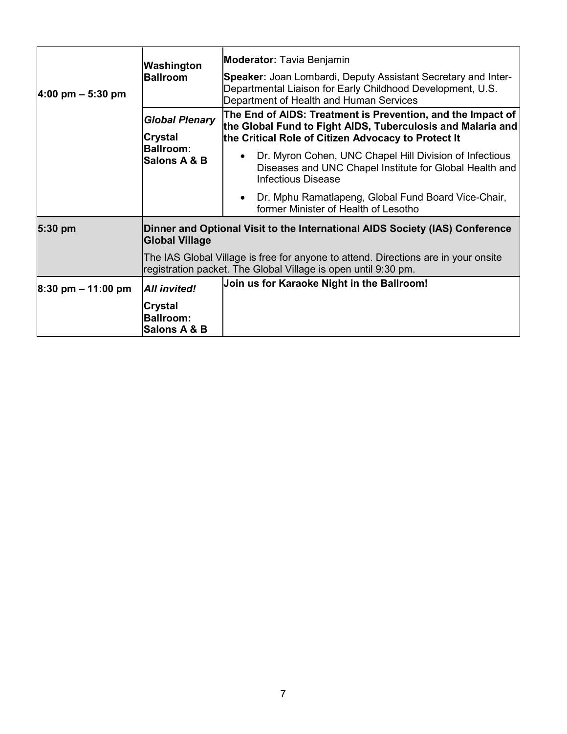| | | |
|---|---|---|
| 4:00 pm – 5:30 pm | **Washington Ballroom** | **Moderator:** Tavia Benjamin<br><br>**Speaker:** Joan Lombardi, Deputy Assistant Secretary and Inter-Departmental Liaison for Early Childhood Development, U.S. Department of Health and Human Services |
| | ***Global Plenary***<br><br>**Crystal Ballroom: Salons A & B** | **The End of AIDS: Treatment is Prevention, and the Impact of the Global Fund to Fight AIDS, Tuberculosis and Malaria and the Critical Role of Citizen Advocacy to Protect It**<br><br>• Dr. Myron Cohen, UNC Chapel Hill Division of Infectious Diseases and UNC Chapel Institute for Global Health and Infectious Disease<br><br>• Dr. Mphu Ramatlapeng, Global Fund Board Vice-Chair, former Minister of Health of Lesotho |
| **5:30 pm** | **Dinner and Optional Visit to the International AIDS Society (IAS) Conference Global Village**<br><br>The IAS Global Village is free for anyone to attend. Directions are in your onsite registration packet. The Global Village is open until 9:30 pm. | |
| 8:30 pm – 11:00 pm | ***All invited!***<br><br>**Crystal Ballroom: Salons A & B** | **Join us for Karaoke Night in the Ballroom!** |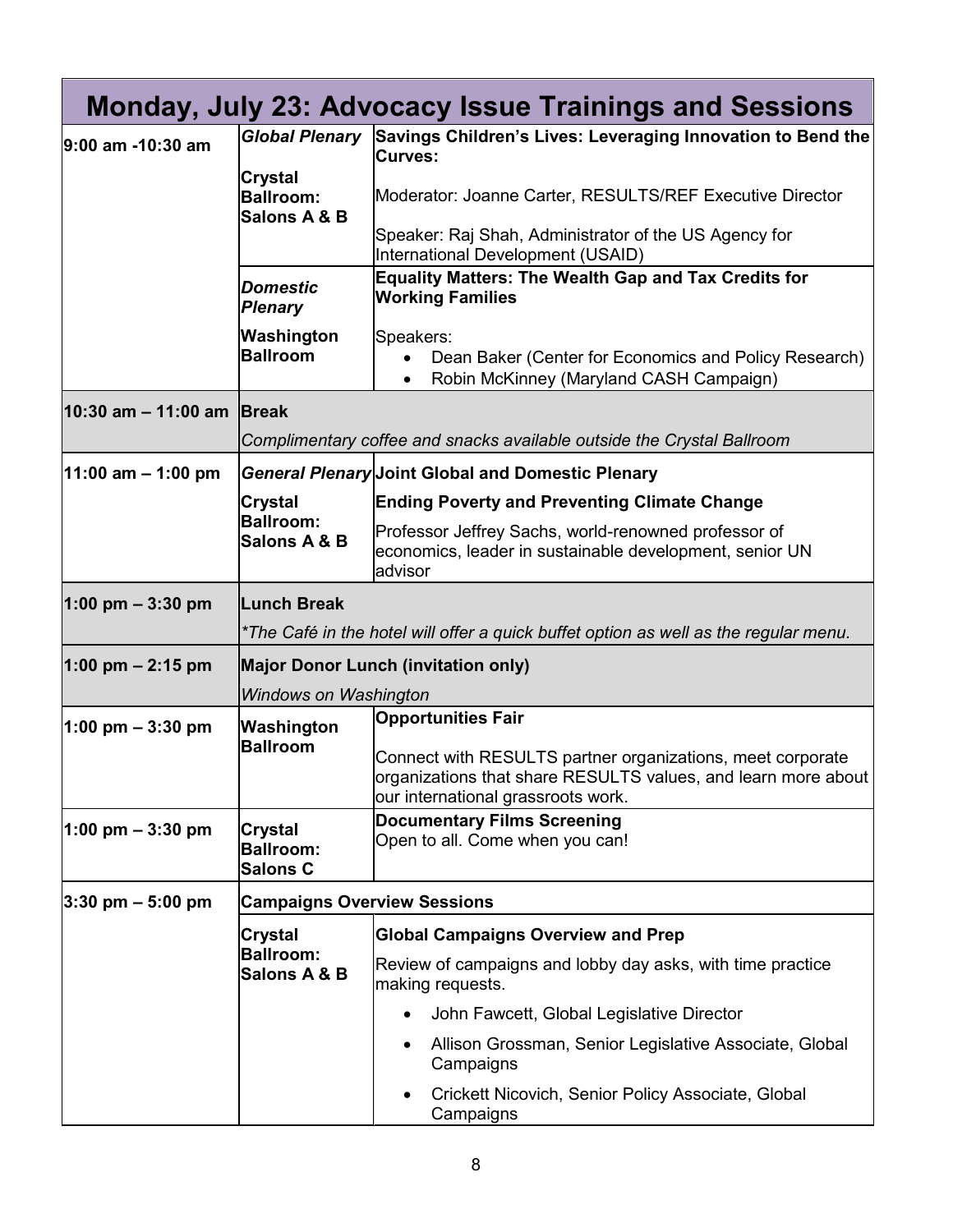## Monday, July 23: Advocacy Issue Trainings and Sessions

| Time | Session / Location | Details |
|---|---|---|
| 9:00 am -10:30 am | ***Global Plenary*** **Crystal Ballroom: Salons A & B** | **Savings Children's Lives: Leveraging Innovation to Bend the Curves:** Moderator: Joanne Carter, RESULTS/REF Executive Director Speaker: Raj Shah, Administrator of the US Agency for International Development (USAID) |
| | ***Domestic Plenary*** **Washington Ballroom** | **Equality Matters: The Wealth Gap and Tax Credits for Working Families** Speakers: • Dean Baker (Center for Economics and Policy Research) • Robin McKinney (Maryland CASH Campaign) |
| 10:30 am – 11:00 am | **Break** *Complimentary coffee and snacks available outside the Crystal Ballroom* | |
| 11:00 am – 1:00 pm | ***General Plenary*** **Crystal Ballroom: Salons A & B** | **Joint Global and Domestic Plenary** **Ending Poverty and Preventing Climate Change** Professor Jeffrey Sachs, world-renowned professor of economics, leader in sustainable development, senior UN advisor |
| 1:00 pm – 3:30 pm | **Lunch Break** *\*The Café in the hotel will offer a quick buffet option as well as the regular menu.* | |
| 1:00 pm – 2:15 pm | **Major Donor Lunch (invitation only)** *Windows on Washington* | |
| 1:00 pm – 3:30 pm | **Washington Ballroom** | **Opportunities Fair** Connect with RESULTS partner organizations, meet corporate organizations that share RESULTS values, and learn more about our international grassroots work. |
| 1:00 pm – 3:30 pm | **Crystal Ballroom: Salons C** | **Documentary Films Screening** Open to all. Come when you can! |
| 3:30 pm – 5:00 pm | **Campaigns Overview Sessions** | |
| | **Crystal Ballroom: Salons A & B** | **Global Campaigns Overview and Prep** Review of campaigns and lobby day asks, with time practice making requests. • John Fawcett, Global Legislative Director • Allison Grossman, Senior Legislative Associate, Global Campaigns • Crickett Nicovich, Senior Policy Associate, Global Campaigns |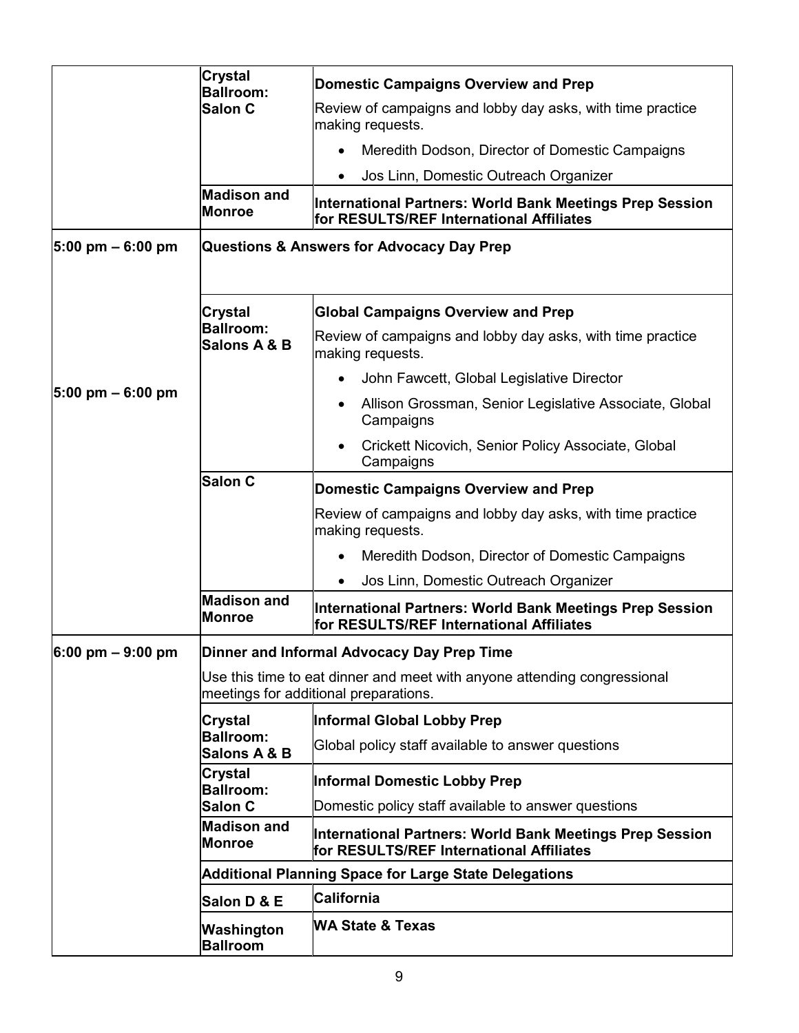| Time | Location | Session |
|---|---|---|
| | **Crystal Ballroom: Salon C** | **Domestic Campaigns Overview and Prep**<br>Review of campaigns and lobby day asks, with time practice making requests.<br>• Meredith Dodson, Director of Domestic Campaigns<br>• Jos Linn, Domestic Outreach Organizer |
| | **Madison and Monroe** | **International Partners: World Bank Meetings Prep Session for RESULTS/REF International Affiliates** |
| **5:00 pm – 6:00 pm** | **Questions & Answers for Advocacy Day Prep** | |
| **5:00 pm – 6:00 pm** | **Crystal Ballroom: Salons A & B** | **Global Campaigns Overview and Prep**<br>Review of campaigns and lobby day asks, with time practice making requests.<br>• John Fawcett, Global Legislative Director<br>• Allison Grossman, Senior Legislative Associate, Global Campaigns<br>• Crickett Nicovich, Senior Policy Associate, Global Campaigns |
| | **Salon C** | **Domestic Campaigns Overview and Prep**<br>Review of campaigns and lobby day asks, with time practice making requests.<br>• Meredith Dodson, Director of Domestic Campaigns<br>• Jos Linn, Domestic Outreach Organizer |
| | **Madison and Monroe** | **International Partners: World Bank Meetings Prep Session for RESULTS/REF International Affiliates** |
| **6:00 pm – 9:00 pm** | **Dinner and Informal Advocacy Day Prep Time**<br>Use this time to eat dinner and meet with anyone attending congressional meetings for additional preparations. | |
| | **Crystal Ballroom: Salons A & B** | **Informal Global Lobby Prep**<br>Global policy staff available to answer questions |
| | **Crystal Ballroom: Salon C** | **Informal Domestic Lobby Prep**<br>Domestic policy staff available to answer questions |
| | **Madison and Monroe** | **International Partners: World Bank Meetings Prep Session for RESULTS/REF International Affiliates** |
| | **Additional Planning Space for Large State Delegations** | |
| | **Salon D & E** | **California** |
| | **Washington Ballroom** | **WA State & Texas** |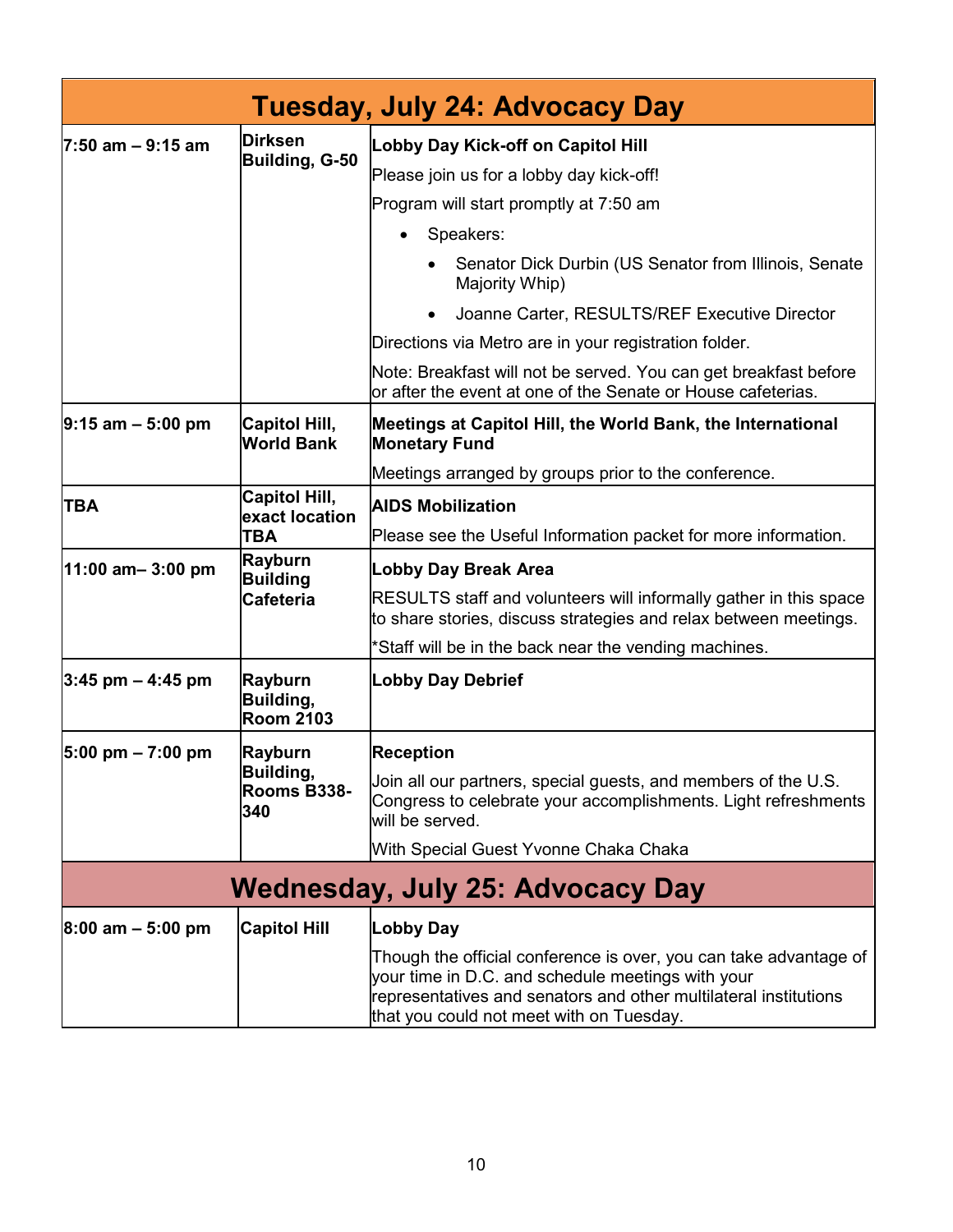## Tuesday, July 24: Advocacy Day

| | | |
|---|---|---|
| **7:50 am – 9:15 am** | **Dirksen Building, G-50** | **Lobby Day Kick-off on Capitol Hill**<br>Please join us for a lobby day kick-off!<br>Program will start promptly at 7:50 am<br>• Speakers:<br>  • Senator Dick Durbin (US Senator from Illinois, Senate Majority Whip)<br>  • Joanne Carter, RESULTS/REF Executive Director<br>Directions via Metro are in your registration folder.<br>Note: Breakfast will not be served. You can get breakfast before or after the event at one of the Senate or House cafeterias. |
| **9:15 am – 5:00 pm** | **Capitol Hill, World Bank** | **Meetings at Capitol Hill, the World Bank, the International Monetary Fund**<br>Meetings arranged by groups prior to the conference. |
| **TBA** | **Capitol Hill, exact location TBA** | **AIDS Mobilization**<br>Please see the Useful Information packet for more information. |
| **11:00 am– 3:00 pm** | **Rayburn Building Cafeteria** | **Lobby Day Break Area**<br>RESULTS staff and volunteers will informally gather in this space to share stories, discuss strategies and relax between meetings.<br>*Staff will be in the back near the vending machines. |
| **3:45 pm – 4:45 pm** | **Rayburn Building, Room 2103** | **Lobby Day Debrief** |
| **5:00 pm – 7:00 pm** | **Rayburn Building, Rooms B338-340** | **Reception**<br>Join all our partners, special guests, and members of the U.S. Congress to celebrate your accomplishments. Light refreshments will be served.<br>With Special Guest Yvonne Chaka Chaka |

## Wednesday, July 25: Advocacy Day

| | | |
|---|---|---|
| **8:00 am – 5:00 pm** | **Capitol Hill** | **Lobby Day**<br>Though the official conference is over, you can take advantage of your time in D.C. and schedule meetings with your representatives and senators and other multilateral institutions that you could not meet with on Tuesday. |